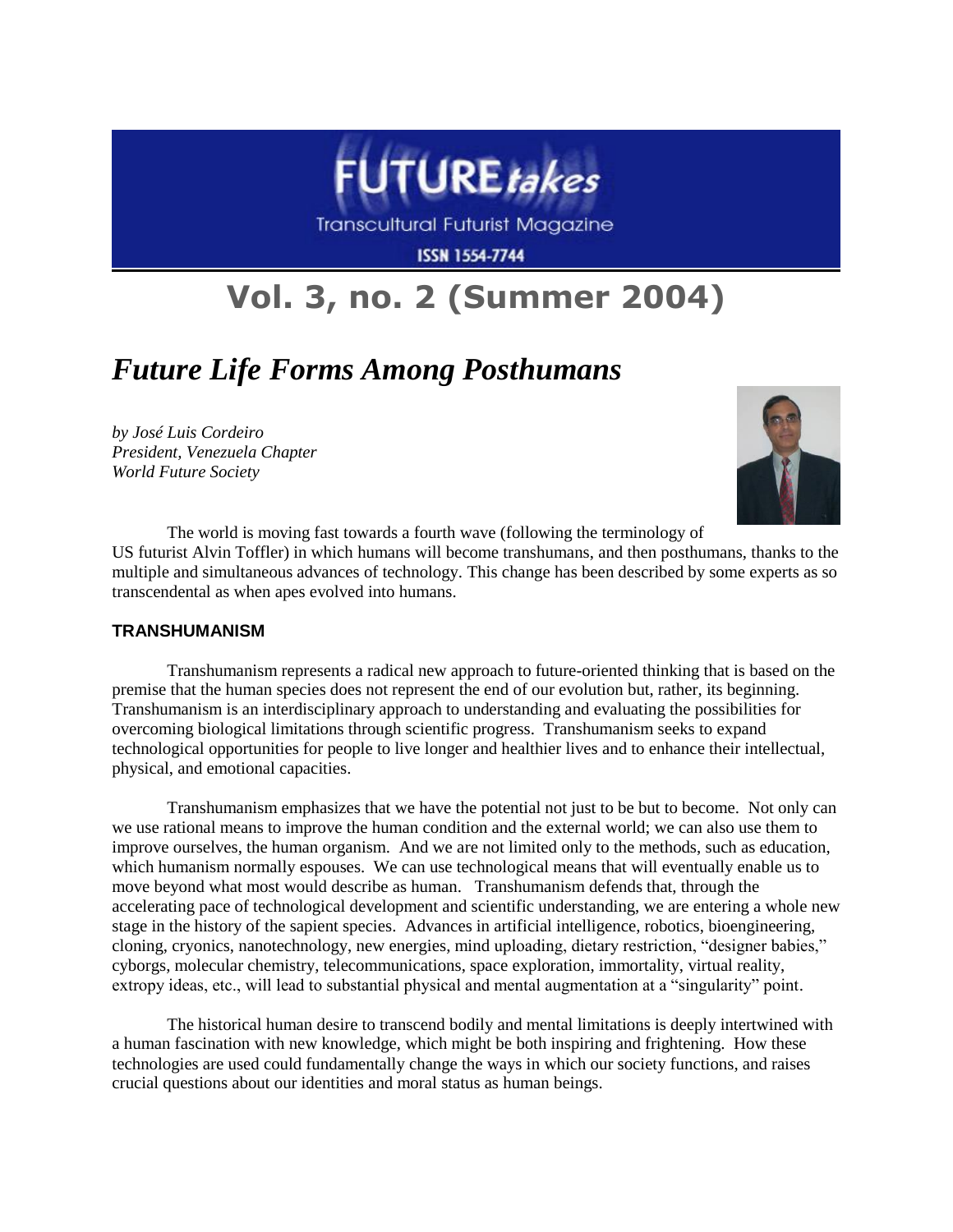# FUTURE*takes*

Transcultural Futurist Magazine

ISSN 1554-7744

## Vol. 3, no. 2 (Summer 2004)

# *Future Life Forms Among Posthumans*

*by José Luis Cordeiro*
*President, Venezuela Chapter*
*World Future Society*

The world is moving fast towards a fourth wave (following the terminology of US futurist Alvin Toffler) in which humans will become transhumans, and then posthumans, thanks to the multiple and simultaneous advances of technology. This change has been described by some experts as so transcendental as when apes evolved into humans.

### TRANSHUMANISM

Transhumanism represents a radical new approach to future-oriented thinking that is based on the premise that the human species does not represent the end of our evolution but, rather, its beginning. Transhumanism is an interdisciplinary approach to understanding and evaluating the possibilities for overcoming biological limitations through scientific progress. Transhumanism seeks to expand technological opportunities for people to live longer and healthier lives and to enhance their intellectual, physical, and emotional capacities.

Transhumanism emphasizes that we have the potential not just to be but to become. Not only can we use rational means to improve the human condition and the external world; we can also use them to improve ourselves, the human organism. And we are not limited only to the methods, such as education, which humanism normally espouses. We can use technological means that will eventually enable us to move beyond what most would describe as human. Transhumanism defends that, through the accelerating pace of technological development and scientific understanding, we are entering a whole new stage in the history of the sapient species. Advances in artificial intelligence, robotics, bioengineering, cloning, cryonics, nanotechnology, new energies, mind uploading, dietary restriction, "designer babies," cyborgs, molecular chemistry, telecommunications, space exploration, immortality, virtual reality, extropy ideas, etc., will lead to substantial physical and mental augmentation at a "singularity" point.

The historical human desire to transcend bodily and mental limitations is deeply intertwined with a human fascination with new knowledge, which might be both inspiring and frightening. How these technologies are used could fundamentally change the ways in which our society functions, and raises crucial questions about our identities and moral status as human beings.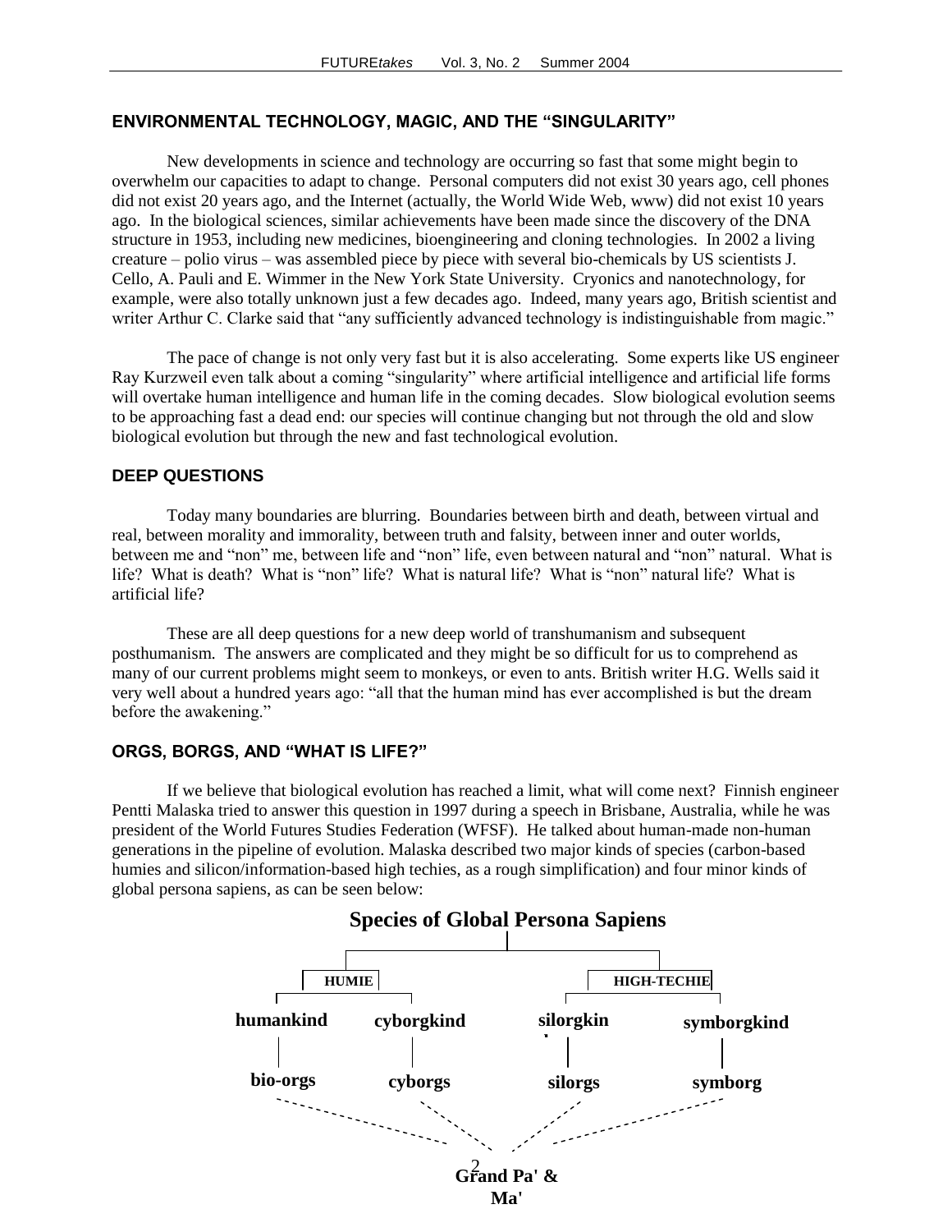## ENVIRONMENTAL TECHNOLOGY, MAGIC, AND THE "SINGULARITY"

New developments in science and technology are occurring so fast that some might begin to overwhelm our capacities to adapt to change. Personal computers did not exist 30 years ago, cell phones did not exist 20 years ago, and the Internet (actually, the World Wide Web, www) did not exist 10 years ago. In the biological sciences, similar achievements have been made since the discovery of the DNA structure in 1953, including new medicines, bioengineering and cloning technologies. In 2002 a living creature – polio virus – was assembled piece by piece with several bio-chemicals by US scientists J. Cello, A. Pauli and E. Wimmer in the New York State University. Cryonics and nanotechnology, for example, were also totally unknown just a few decades ago. Indeed, many years ago, British scientist and writer Arthur C. Clarke said that "any sufficiently advanced technology is indistinguishable from magic."

The pace of change is not only very fast but it is also accelerating. Some experts like US engineer Ray Kurzweil even talk about a coming "singularity" where artificial intelligence and artificial life forms will overtake human intelligence and human life in the coming decades. Slow biological evolution seems to be approaching fast a dead end: our species will continue changing but not through the old and slow biological evolution but through the new and fast technological evolution.

## DEEP QUESTIONS

Today many boundaries are blurring. Boundaries between birth and death, between virtual and real, between morality and immorality, between truth and falsity, between inner and outer worlds, between me and "non" me, between life and "non" life, even between natural and "non" natural. What is life? What is death? What is "non" life? What is natural life? What is "non" natural life? What is artificial life?

These are all deep questions for a new deep world of transhumanism and subsequent posthumanism. The answers are complicated and they might be so difficult for us to comprehend as many of our current problems might seem to monkeys, or even to ants. British writer H.G. Wells said it very well about a hundred years ago: "all that the human mind has ever accomplished is but the dream before the awakening."

## ORGS, BORGS, AND "WHAT IS LIFE?"

If we believe that biological evolution has reached a limit, what will come next? Finnish engineer Pentti Malaska tried to answer this question in 1997 during a speech in Brisbane, Australia, while he was president of the World Futures Studies Federation (WFSF). He talked about human-made non-human generations in the pipeline of evolution. Malaska described two major kinds of species (carbon-based humies and silicon/information-based high techies, as a rough simplification) and four minor kinds of global persona sapiens, as can be seen below:

**Species of Global Persona Sapiens**

- **HUMIE**
  - **humankind** – **bio-orgs**
  - **cyborgkind** – **cyborgs**
- **HIGH-TECHIE**
  - **silorgkind** – **silorgs**
  - **symborgkind** – **symborg**

**Grand Pa' & Ma'**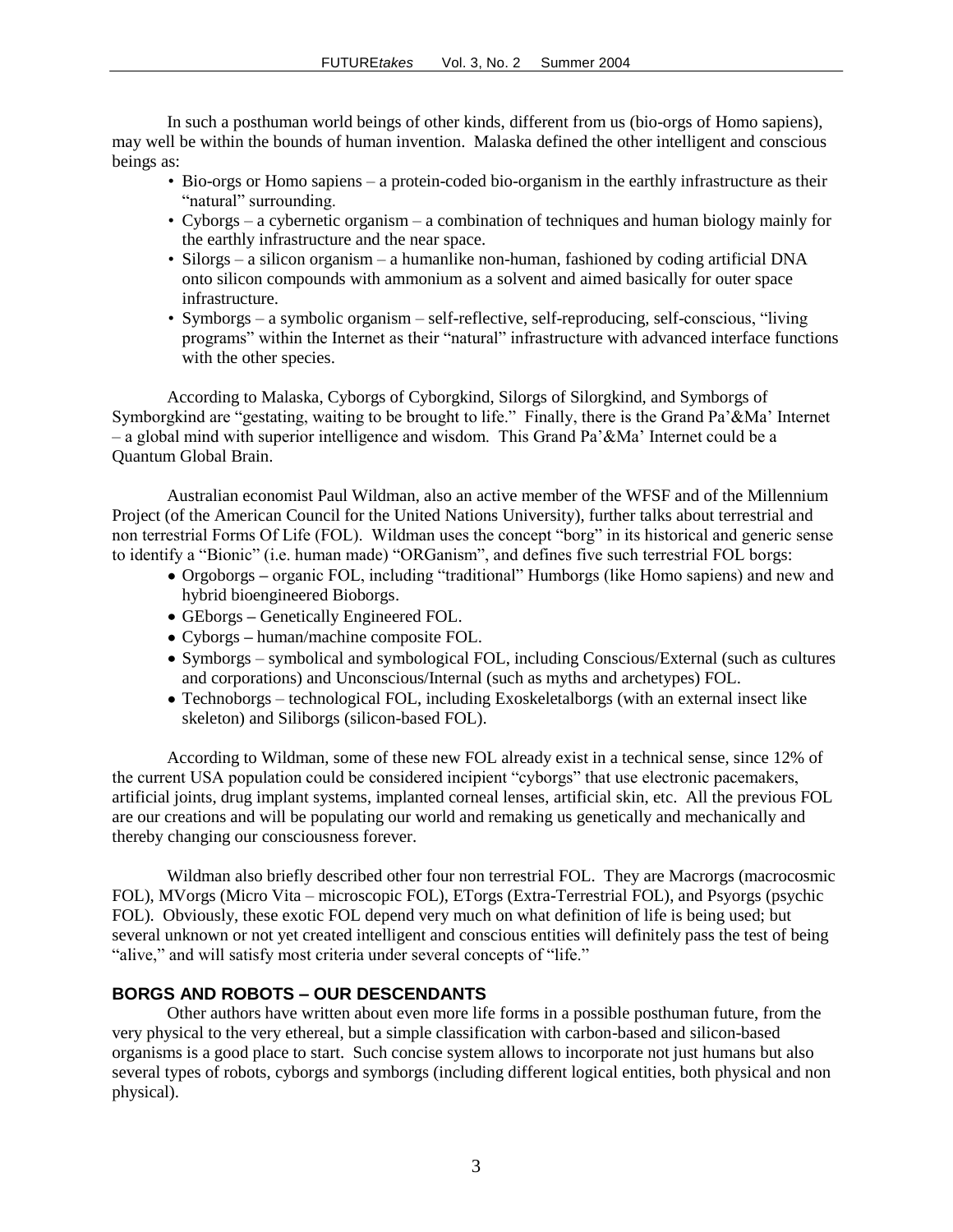In such a posthuman world beings of other kinds, different from us (bio-orgs of Homo sapiens), may well be within the bounds of human invention. Malaska defined the other intelligent and conscious beings as:

- Bio-orgs or Homo sapiens – a protein-coded bio-organism in the earthly infrastructure as their "natural" surrounding.
- Cyborgs – a cybernetic organism – a combination of techniques and human biology mainly for the earthly infrastructure and the near space.
- Silorgs – a silicon organism – a humanlike non-human, fashioned by coding artificial DNA onto silicon compounds with ammonium as a solvent and aimed basically for outer space infrastructure.
- Symborgs – a symbolic organism – self-reflective, self-reproducing, self-conscious, "living programs" within the Internet as their "natural" infrastructure with advanced interface functions with the other species.

According to Malaska, Cyborgs of Cyborgkind, Silorgs of Silorgkind, and Symborgs of Symborgkind are "gestating, waiting to be brought to life." Finally, there is the Grand Pa'&Ma' Internet – a global mind with superior intelligence and wisdom. This Grand Pa'&Ma' Internet could be a Quantum Global Brain.

Australian economist Paul Wildman, also an active member of the WFSF and of the Millennium Project (of the American Council for the United Nations University), further talks about terrestrial and non terrestrial Forms Of Life (FOL). Wildman uses the concept "borg" in its historical and generic sense to identify a "Bionic" (i.e. human made) "ORGanism", and defines five such terrestrial FOL borgs:

- Orgoborgs **–** organic FOL, including "traditional" Humborgs (like Homo sapiens) and new and hybrid bioengineered Bioborgs.
- GEborgs **–** Genetically Engineered FOL.
- Cyborgs **–** human/machine composite FOL.
- Symborgs – symbolical and symbological FOL, including Conscious/External (such as cultures and corporations) and Unconscious/Internal (such as myths and archetypes) FOL.
- Technoborgs – technological FOL, including Exoskeletalborgs (with an external insect like skeleton) and Siliborgs (silicon-based FOL).

According to Wildman, some of these new FOL already exist in a technical sense, since 12% of the current USA population could be considered incipient "cyborgs" that use electronic pacemakers, artificial joints, drug implant systems, implanted corneal lenses, artificial skin, etc. All the previous FOL are our creations and will be populating our world and remaking us genetically and mechanically and thereby changing our consciousness forever.

Wildman also briefly described other four non terrestrial FOL. They are Macrorgs (macrocosmic FOL), MVorgs (Micro Vita – microscopic FOL), ETorgs (Extra-Terrestrial FOL), and Psyorgs (psychic FOL). Obviously, these exotic FOL depend very much on what definition of life is being used; but several unknown or not yet created intelligent and conscious entities will definitely pass the test of being "alive," and will satisfy most criteria under several concepts of "life."

## BORGS AND ROBOTS – OUR DESCENDANTS

Other authors have written about even more life forms in a possible posthuman future, from the very physical to the very ethereal, but a simple classification with carbon-based and silicon-based organisms is a good place to start. Such concise system allows to incorporate not just humans but also several types of robots, cyborgs and symborgs (including different logical entities, both physical and non physical).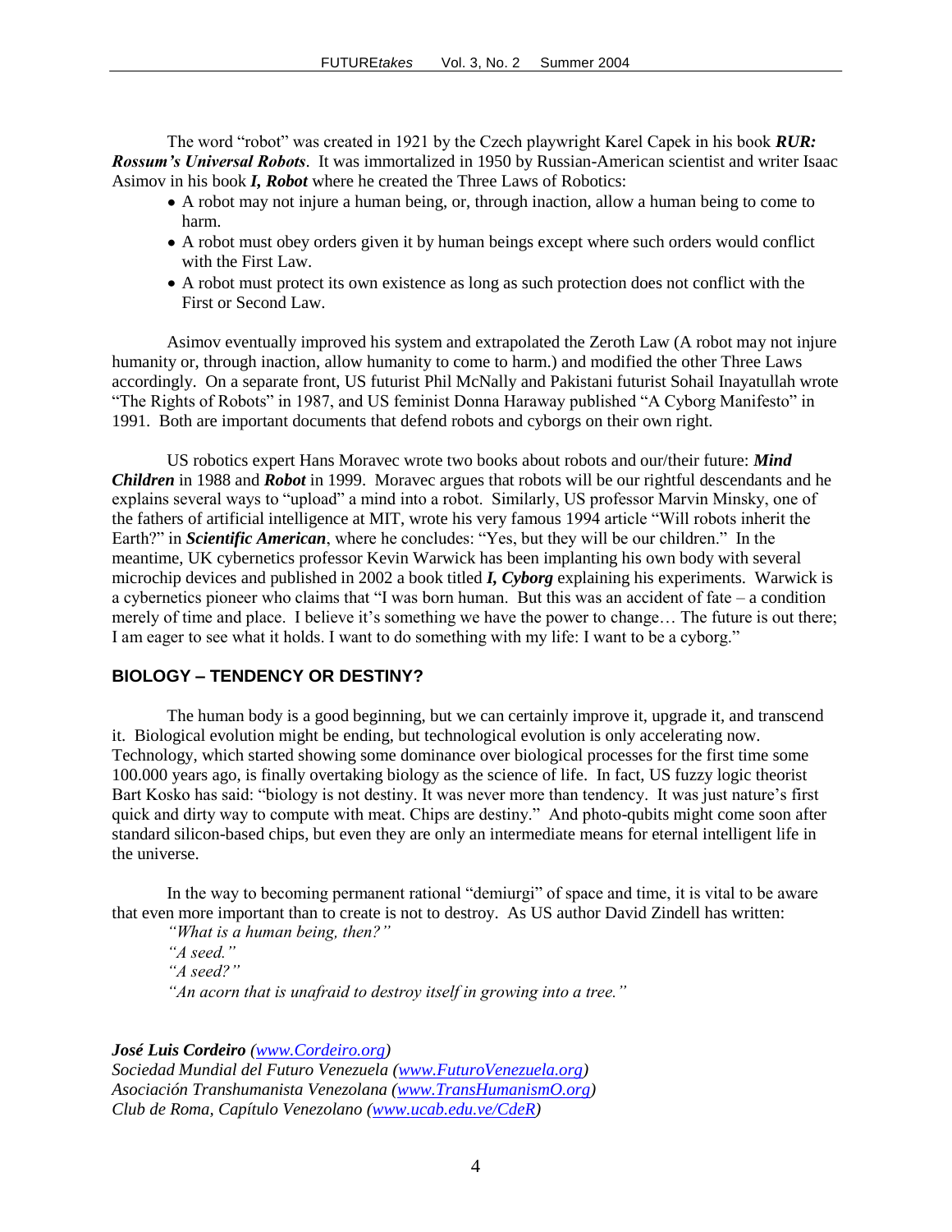The word "robot" was created in 1921 by the Czech playwright Karel Capek in his book ***RUR: Rossum's Universal Robots***. It was immortalized in 1950 by Russian-American scientist and writer Isaac Asimov in his book ***I, Robot*** where he created the Three Laws of Robotics:

- A robot may not injure a human being, or, through inaction, allow a human being to come to harm.
- A robot must obey orders given it by human beings except where such orders would conflict with the First Law.
- A robot must protect its own existence as long as such protection does not conflict with the First or Second Law.

Asimov eventually improved his system and extrapolated the Zeroth Law (A robot may not injure humanity or, through inaction, allow humanity to come to harm.) and modified the other Three Laws accordingly. On a separate front, US futurist Phil McNally and Pakistani futurist Sohail Inayatullah wrote "The Rights of Robots" in 1987, and US feminist Donna Haraway published "A Cyborg Manifesto" in 1991. Both are important documents that defend robots and cyborgs on their own right.

US robotics expert Hans Moravec wrote two books about robots and our/their future: ***Mind Children*** in 1988 and ***Robot*** in 1999. Moravec argues that robots will be our rightful descendants and he explains several ways to "upload" a mind into a robot. Similarly, US professor Marvin Minsky, one of the fathers of artificial intelligence at MIT, wrote his very famous 1994 article "Will robots inherit the Earth?" in ***Scientific American***, where he concludes: "Yes, but they will be our children." In the meantime, UK cybernetics professor Kevin Warwick has been implanting his own body with several microchip devices and published in 2002 a book titled ***I, Cyborg*** explaining his experiments. Warwick is a cybernetics pioneer who claims that "I was born human. But this was an accident of fate – a condition merely of time and place. I believe it's something we have the power to change… The future is out there; I am eager to see what it holds. I want to do something with my life: I want to be a cyborg."

## BIOLOGY – TENDENCY OR DESTINY?

The human body is a good beginning, but we can certainly improve it, upgrade it, and transcend it. Biological evolution might be ending, but technological evolution is only accelerating now. Technology, which started showing some dominance over biological processes for the first time some 100.000 years ago, is finally overtaking biology as the science of life. In fact, US fuzzy logic theorist Bart Kosko has said: "biology is not destiny. It was never more than tendency. It was just nature's first quick and dirty way to compute with meat. Chips are destiny." And photo-qubits might come soon after standard silicon-based chips, but even they are only an intermediate means for eternal intelligent life in the universe.

In the way to becoming permanent rational "demiurgi" of space and time, it is vital to be aware that even more important than to create is not to destroy. As US author David Zindell has written:

*"What is a human being, then?"*
*"A seed."*
*"A seed?"*
*"An acorn that is unafraid to destroy itself in growing into a tree."*

***José Luis Cordeiro*** *(www.Cordeiro.org)*
*Sociedad Mundial del Futuro Venezuela (www.FuturoVenezuela.org)*
*Asociación Transhumanista Venezolana (www.TransHumanismO.org)*
*Club de Roma, Capítulo Venezolano (www.ucab.edu.ve/CdeR)*